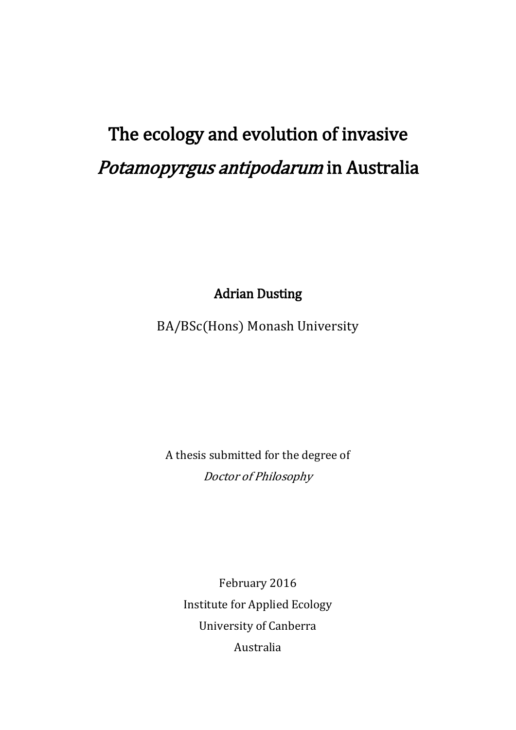# The ecology and evolution of invasive *Potamopyrgus antipodarum* in Australia

Adrian Dusting

BA/BSc(Hons) Monash University

A thesis submitted for the degree of

*Doctor of Philosophy*

February 2016

Institute for Applied Ecology

University of Canberra

Australia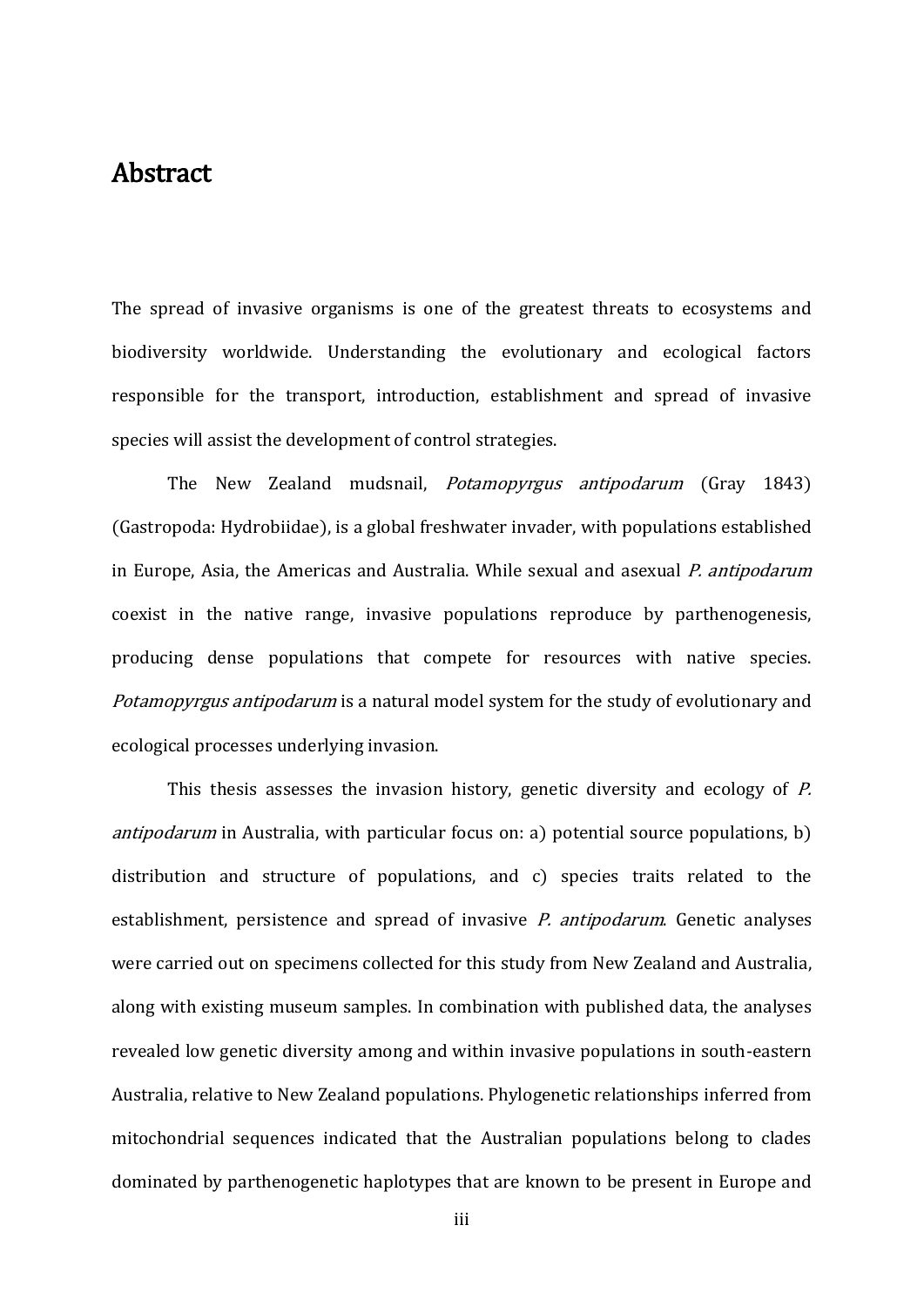# Abstract

The spread of invasive organisms is one of the greatest threats to ecosystems and biodiversity worldwide. Understanding the evolutionary and ecological factors responsible for the transport, introduction, establishment and spread of invasive species will assist the development of control strategies.

The New Zealand mudsnail, *Potamopyrgus antipodarum* (Gray 1843) (Gastropoda: Hydrobiidae), is a global freshwater invader, with populations established in Europe, Asia, the Americas and Australia. While sexual and asexual *P. antipodarum* coexist in the native range, invasive populations reproduce by parthenogenesis, producing dense populations that compete for resources with native species. *Potamopyrgus antipodarum* is a natural model system for the study of evolutionary and ecological processes underlying invasion.

This thesis assesses the invasion history, genetic diversity and ecology of *P. antipodarum* in Australia, with particular focus on: a) potential source populations, b) distribution and structure of populations, and c) species traits related to the establishment, persistence and spread of invasive *P. antipodarum*. Genetic analyses were carried out on specimens collected for this study from New Zealand and Australia, along with existing museum samples. In combination with published data, the analyses revealed low genetic diversity among and within invasive populations in south-eastern Australia, relative to New Zealand populations. Phylogenetic relationships inferred from mitochondrial sequences indicated that the Australian populations belong to clades dominated by parthenogenetic haplotypes that are known to be present in Europe and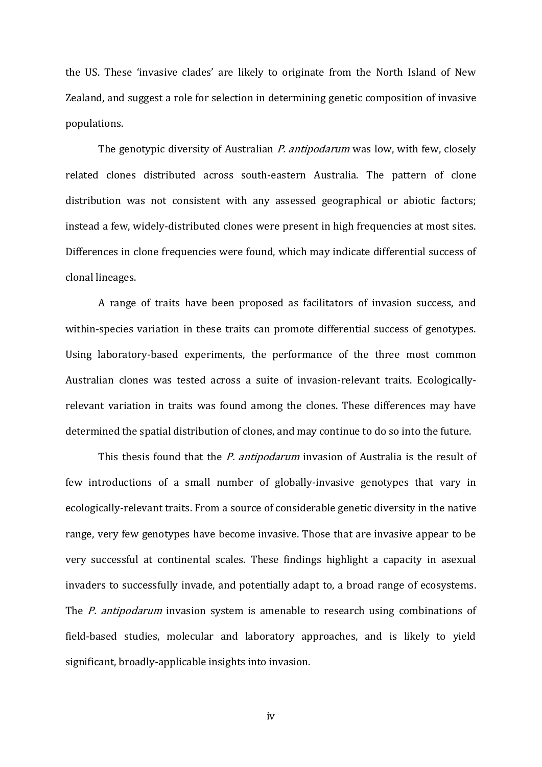the US. These 'invasive clades' are likely to originate from the North Island of New Zealand, and suggest a role for selection in determining genetic composition of invasive populations.

The genotypic diversity of Australian *P. antipodarum* was low, with few, closely related clones distributed across south-eastern Australia. The pattern of clone distribution was not consistent with any assessed geographical or abiotic factors; instead a few, widely-distributed clones were present in high frequencies at most sites. Differences in clone frequencies were found, which may indicate differential success of clonal lineages.

A range of traits have been proposed as facilitators of invasion success, and within-species variation in these traits can promote differential success of genotypes. Using laboratory-based experiments, the performance of the three most common Australian clones was tested across a suite of invasion-relevant traits. Ecologically-relevant variation in traits was found among the clones. These differences may have determined the spatial distribution of clones, and may continue to do so into the future.

This thesis found that the *P. antipodarum* invasion of Australia is the result of few introductions of a small number of globally-invasive genotypes that vary in ecologically-relevant traits. From a source of considerable genetic diversity in the native range, very few genotypes have become invasive. Those that are invasive appear to be very successful at continental scales. These findings highlight a capacity in asexual invaders to successfully invade, and potentially adapt to, a broad range of ecosystems. The *P. antipodarum* invasion system is amenable to research using combinations of field-based studies, molecular and laboratory approaches, and is likely to yield significant, broadly-applicable insights into invasion.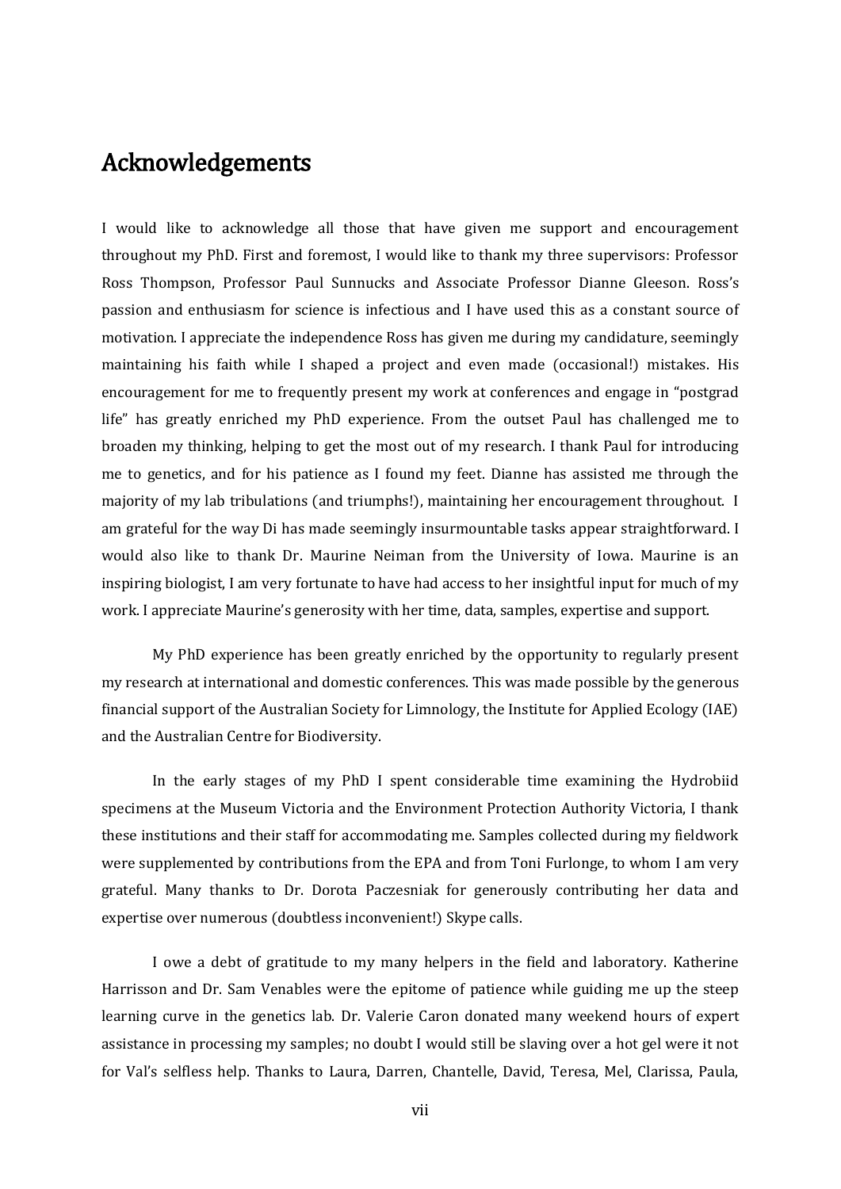# Acknowledgements

I would like to acknowledge all those that have given me support and encouragement throughout my PhD. First and foremost, I would like to thank my three supervisors: Professor Ross Thompson, Professor Paul Sunnucks and Associate Professor Dianne Gleeson. Ross's passion and enthusiasm for science is infectious and I have used this as a constant source of motivation. I appreciate the independence Ross has given me during my candidature, seemingly maintaining his faith while I shaped a project and even made (occasional!) mistakes. His encouragement for me to frequently present my work at conferences and engage in "postgrad life" has greatly enriched my PhD experience. From the outset Paul has challenged me to broaden my thinking, helping to get the most out of my research. I thank Paul for introducing me to genetics, and for his patience as I found my feet. Dianne has assisted me through the majority of my lab tribulations (and triumphs!), maintaining her encouragement throughout. I am grateful for the way Di has made seemingly insurmountable tasks appear straightforward. I would also like to thank Dr. Maurine Neiman from the University of Iowa. Maurine is an inspiring biologist, I am very fortunate to have had access to her insightful input for much of my work. I appreciate Maurine's generosity with her time, data, samples, expertise and support.

My PhD experience has been greatly enriched by the opportunity to regularly present my research at international and domestic conferences. This was made possible by the generous financial support of the Australian Society for Limnology, the Institute for Applied Ecology (IAE) and the Australian Centre for Biodiversity.

In the early stages of my PhD I spent considerable time examining the Hydrobiid specimens at the Museum Victoria and the Environment Protection Authority Victoria, I thank these institutions and their staff for accommodating me. Samples collected during my fieldwork were supplemented by contributions from the EPA and from Toni Furlonge, to whom I am very grateful. Many thanks to Dr. Dorota Paczesniak for generously contributing her data and expertise over numerous (doubtless inconvenient!) Skype calls.

I owe a debt of gratitude to my many helpers in the field and laboratory. Katherine Harrisson and Dr. Sam Venables were the epitome of patience while guiding me up the steep learning curve in the genetics lab. Dr. Valerie Caron donated many weekend hours of expert assistance in processing my samples; no doubt I would still be slaving over a hot gel were it not for Val's selfless help. Thanks to Laura, Darren, Chantelle, David, Teresa, Mel, Clarissa, Paula,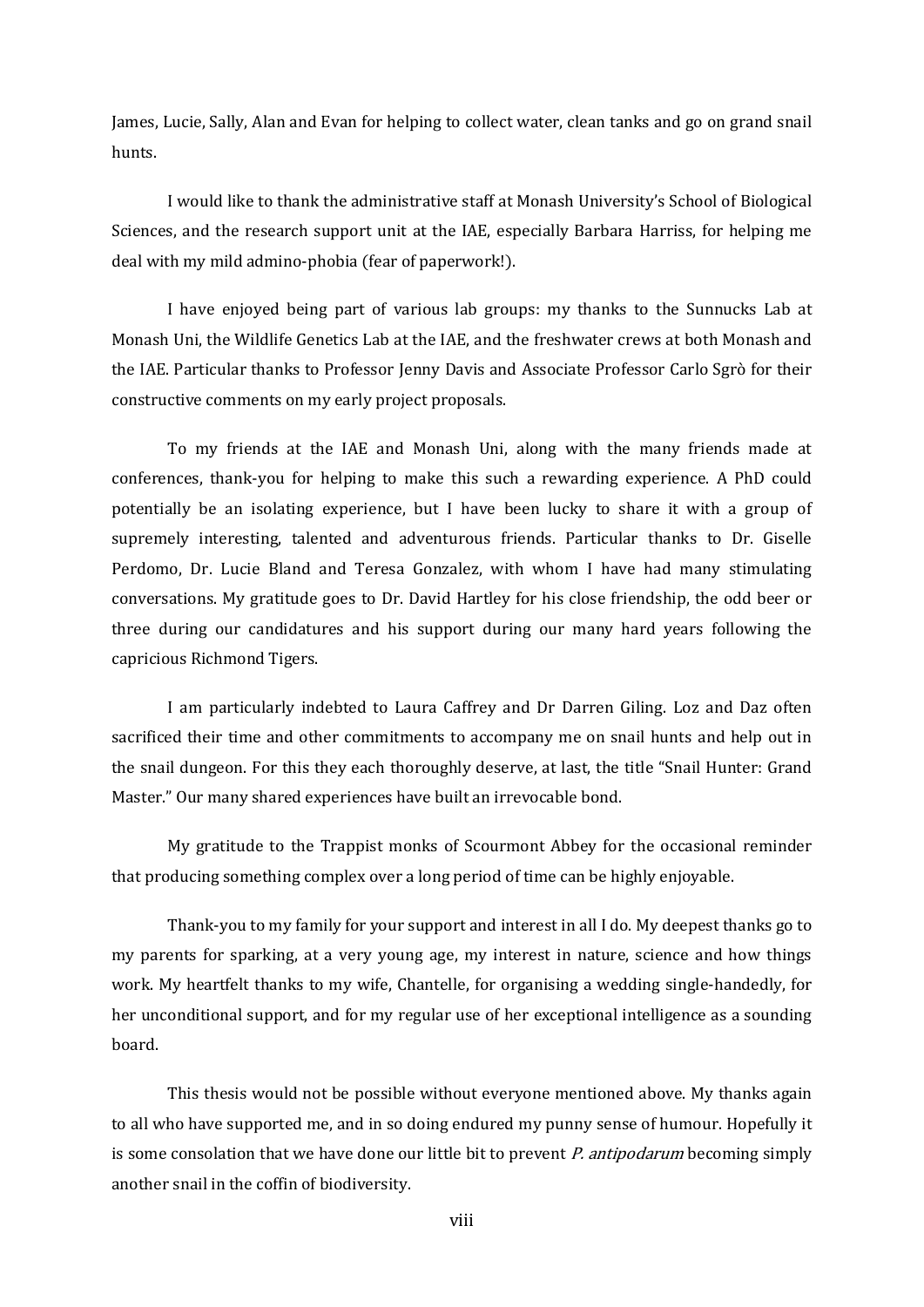James, Lucie, Sally, Alan and Evan for helping to collect water, clean tanks and go on grand snail hunts.

I would like to thank the administrative staff at Monash University's School of Biological Sciences, and the research support unit at the IAE, especially Barbara Harriss, for helping me deal with my mild admino-phobia (fear of paperwork!).

I have enjoyed being part of various lab groups: my thanks to the Sunnucks Lab at Monash Uni, the Wildlife Genetics Lab at the IAE, and the freshwater crews at both Monash and the IAE. Particular thanks to Professor Jenny Davis and Associate Professor Carlo Sgrò for their constructive comments on my early project proposals.

To my friends at the IAE and Monash Uni, along with the many friends made at conferences, thank-you for helping to make this such a rewarding experience. A PhD could potentially be an isolating experience, but I have been lucky to share it with a group of supremely interesting, talented and adventurous friends. Particular thanks to Dr. Giselle Perdomo, Dr. Lucie Bland and Teresa Gonzalez, with whom I have had many stimulating conversations. My gratitude goes to Dr. David Hartley for his close friendship, the odd beer or three during our candidatures and his support during our many hard years following the capricious Richmond Tigers.

I am particularly indebted to Laura Caffrey and Dr Darren Giling. Loz and Daz often sacrificed their time and other commitments to accompany me on snail hunts and help out in the snail dungeon. For this they each thoroughly deserve, at last, the title "Snail Hunter: Grand Master." Our many shared experiences have built an irrevocable bond.

My gratitude to the Trappist monks of Scourmont Abbey for the occasional reminder that producing something complex over a long period of time can be highly enjoyable.

Thank-you to my family for your support and interest in all I do. My deepest thanks go to my parents for sparking, at a very young age, my interest in nature, science and how things work. My heartfelt thanks to my wife, Chantelle, for organising a wedding single-handedly, for her unconditional support, and for my regular use of her exceptional intelligence as a sounding board.

This thesis would not be possible without everyone mentioned above. My thanks again to all who have supported me, and in so doing endured my punny sense of humour. Hopefully it is some consolation that we have done our little bit to prevent *P. antipodarum* becoming simply another snail in the coffin of biodiversity.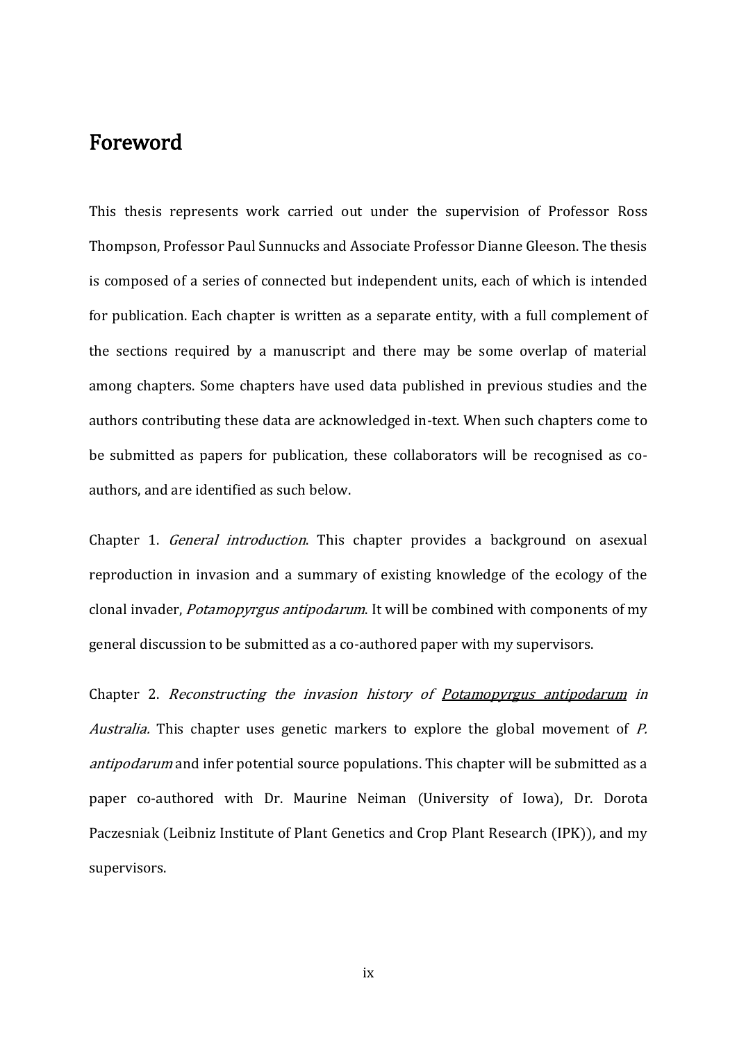# Foreword

This thesis represents work carried out under the supervision of Professor Ross Thompson, Professor Paul Sunnucks and Associate Professor Dianne Gleeson. The thesis is composed of a series of connected but independent units, each of which is intended for publication. Each chapter is written as a separate entity, with a full complement of the sections required by a manuscript and there may be some overlap of material among chapters. Some chapters have used data published in previous studies and the authors contributing these data are acknowledged in-text. When such chapters come to be submitted as papers for publication, these collaborators will be recognised as co-authors, and are identified as such below.

Chapter 1. *General introduction*. This chapter provides a background on asexual reproduction in invasion and a summary of existing knowledge of the ecology of the clonal invader, *Potamopyrgus antipodarum*. It will be combined with components of my general discussion to be submitted as a co-authored paper with my supervisors.

Chapter 2. *Reconstructing the invasion history of <u>Potamopyrgus antipodarum</u> in Australia.* This chapter uses genetic markers to explore the global movement of *P. antipodarum* and infer potential source populations. This chapter will be submitted as a paper co-authored with Dr. Maurine Neiman (University of Iowa), Dr. Dorota Paczesniak (Leibniz Institute of Plant Genetics and Crop Plant Research (IPK)), and my supervisors.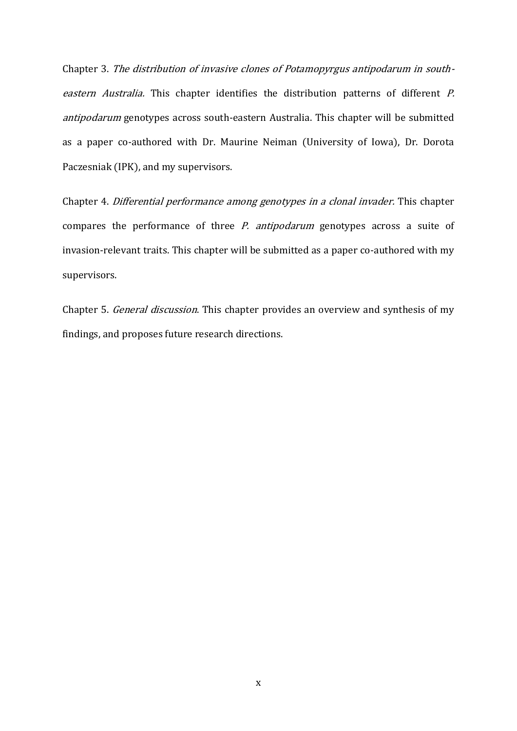Chapter 3. *The distribution of invasive clones of Potamopyrgus antipodarum in south-eastern Australia.* This chapter identifies the distribution patterns of different *P. antipodarum* genotypes across south-eastern Australia. This chapter will be submitted as a paper co-authored with Dr. Maurine Neiman (University of Iowa), Dr. Dorota Paczesniak (IPK), and my supervisors.

Chapter 4. *Differential performance among genotypes in a clonal invader.* This chapter compares the performance of three *P. antipodarum* genotypes across a suite of invasion-relevant traits. This chapter will be submitted as a paper co-authored with my supervisors.

Chapter 5. *General discussion*. This chapter provides an overview and synthesis of my findings, and proposes future research directions.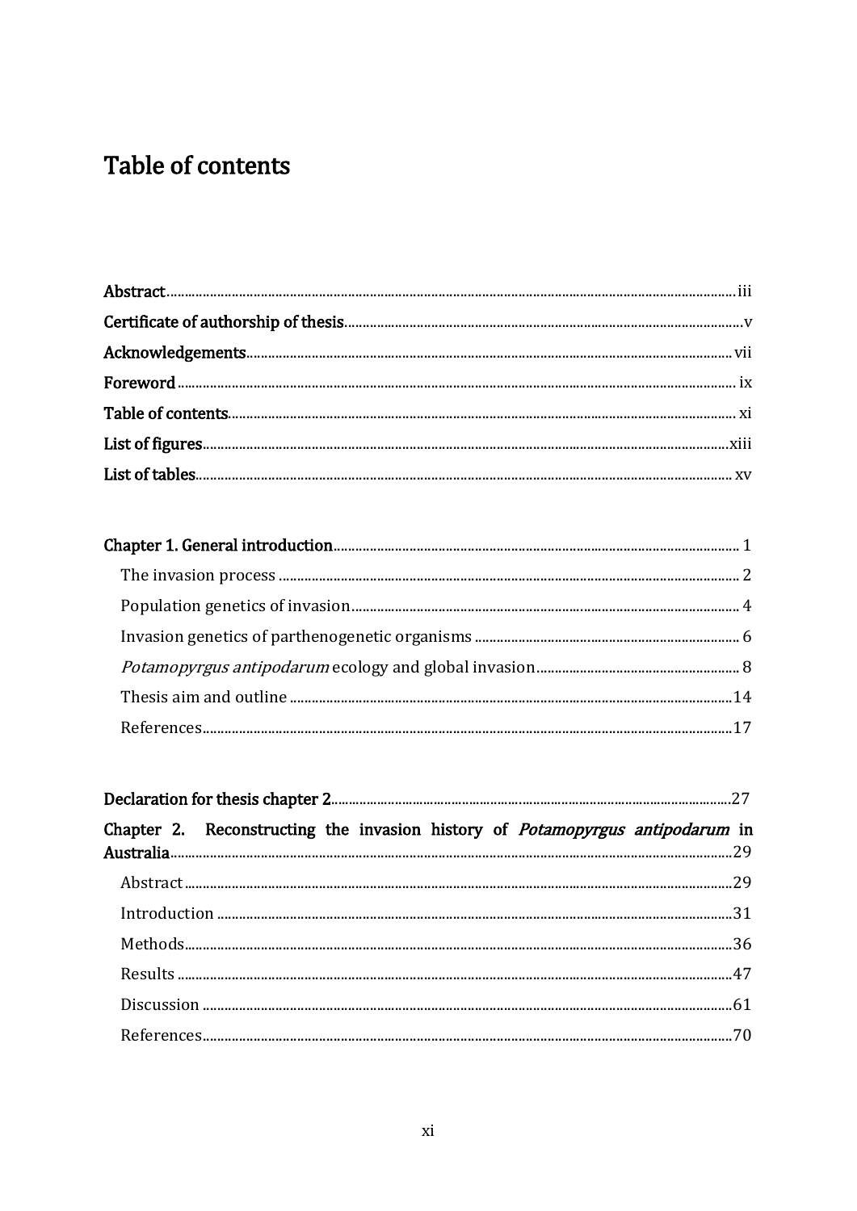# Table of contents

**Abstract** ........ iii
**Certificate of authorship of thesis** ........ v
**Acknowledgements** ........ vii
**Foreword** ........ ix
**Table of contents** ........ xi
**List of figures** ........ xiii
**List of tables** ........ xv

**Chapter 1. General introduction** ........ 1
- The invasion process ........ 2
- Population genetics of invasion ........ 4
- Invasion genetics of parthenogenetic organisms ........ 6
- *Potamopyrgus antipodarum* ecology and global invasion ........ 8
- Thesis aim and outline ........ 14
- References ........ 17

**Declaration for thesis chapter 2** ........ 27
**Chapter 2. Reconstructing the invasion history of *Potamopyrgus antipodarum* in Australia** ........ 29
- Abstract ........ 29
- Introduction ........ 31
- Methods ........ 36
- Results ........ 47
- Discussion ........ 61
- References ........ 70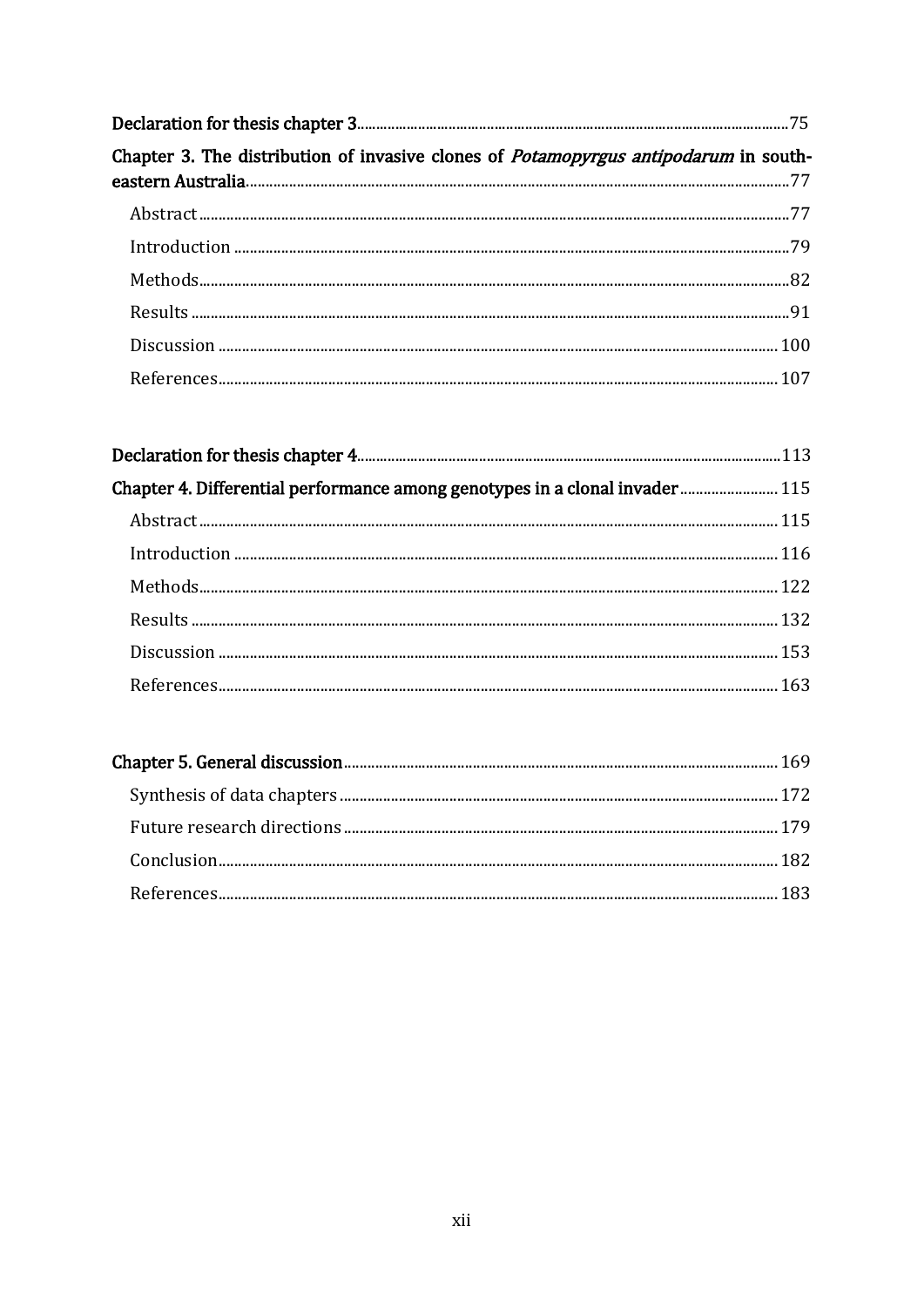**Declaration for thesis chapter 3** ........................................................................................................ 75

**Chapter 3. The distribution of invasive clones of *Potamopyrgus antipodarum* in south-eastern Australia** ........................................................................................................ 77

- Abstract ........................................................................................................ 77
- Introduction ........................................................................................................ 79
- Methods ........................................................................................................ 82
- Results ........................................................................................................ 91
- Discussion ........................................................................................................ 100
- References ........................................................................................................ 107

**Declaration for thesis chapter 4** ........................................................................................................ 113

**Chapter 4. Differential performance among genotypes in a clonal invader** ........................ 115

- Abstract ........................................................................................................ 115
- Introduction ........................................................................................................ 116
- Methods ........................................................................................................ 122
- Results ........................................................................................................ 132
- Discussion ........................................................................................................ 153
- References ........................................................................................................ 163

**Chapter 5. General discussion** ........................................................................................................ 169

- Synthesis of data chapters ........................................................................................................ 172
- Future research directions ........................................................................................................ 179
- Conclusion ........................................................................................................ 182
- References ........................................................................................................ 183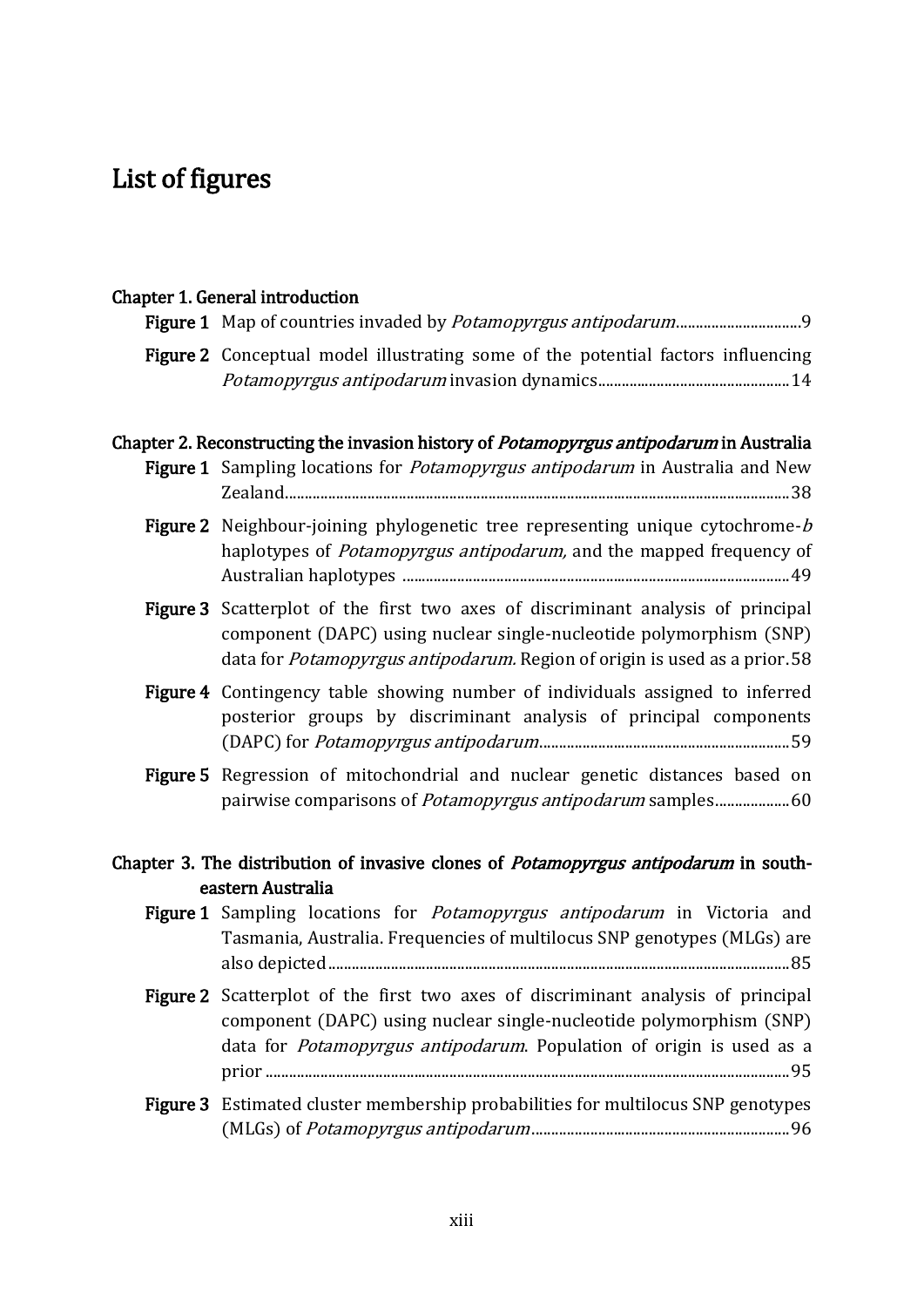# List of figures

**Chapter 1. General introduction**

**Figure 1** Map of countries invaded by *Potamopyrgus antipodarum*................................9

**Figure 2** Conceptual model illustrating some of the potential factors influencing *Potamopyrgus antipodarum* invasion dynamics................................................14

**Chapter 2. Reconstructing the invasion history of *Potamopyrgus antipodarum* in Australia**

**Figure 1** Sampling locations for *Potamopyrgus antipodarum* in Australia and New Zealand................................................................................................................................38

**Figure 2** Neighbour-joining phylogenetic tree representing unique cytochrome-*b* haplotypes of *Potamopyrgus antipodarum,* and the mapped frequency of Australian haplotypes ..................................................................................................49

**Figure 3** Scatterplot of the first two axes of discriminant analysis of principal component (DAPC) using nuclear single-nucleotide polymorphism (SNP) data for *Potamopyrgus antipodarum.* Region of origin is used as a prior.58

**Figure 4** Contingency table showing number of individuals assigned to inferred posterior groups by discriminant analysis of principal components (DAPC) for *Potamopyrgus antipodarum*...............................................................59

**Figure 5** Regression of mitochondrial and nuclear genetic distances based on pairwise comparisons of *Potamopyrgus antipodarum* samples...................60

**Chapter 3. The distribution of invasive clones of *Potamopyrgus antipodarum* in south-eastern Australia**

**Figure 1** Sampling locations for *Potamopyrgus antipodarum* in Victoria and Tasmania, Australia. Frequencies of multilocus SNP genotypes (MLGs) are also depicted.....................................................................................................................85

**Figure 2** Scatterplot of the first two axes of discriminant analysis of principal component (DAPC) using nuclear single-nucleotide polymorphism (SNP) data for *Potamopyrgus antipodarum*. Population of origin is used as a prior ......................................................................................................................................95

**Figure 3** Estimated cluster membership probabilities for multilocus SNP genotypes (MLGs) of *Potamopyrgus antipodarum*..................................................................96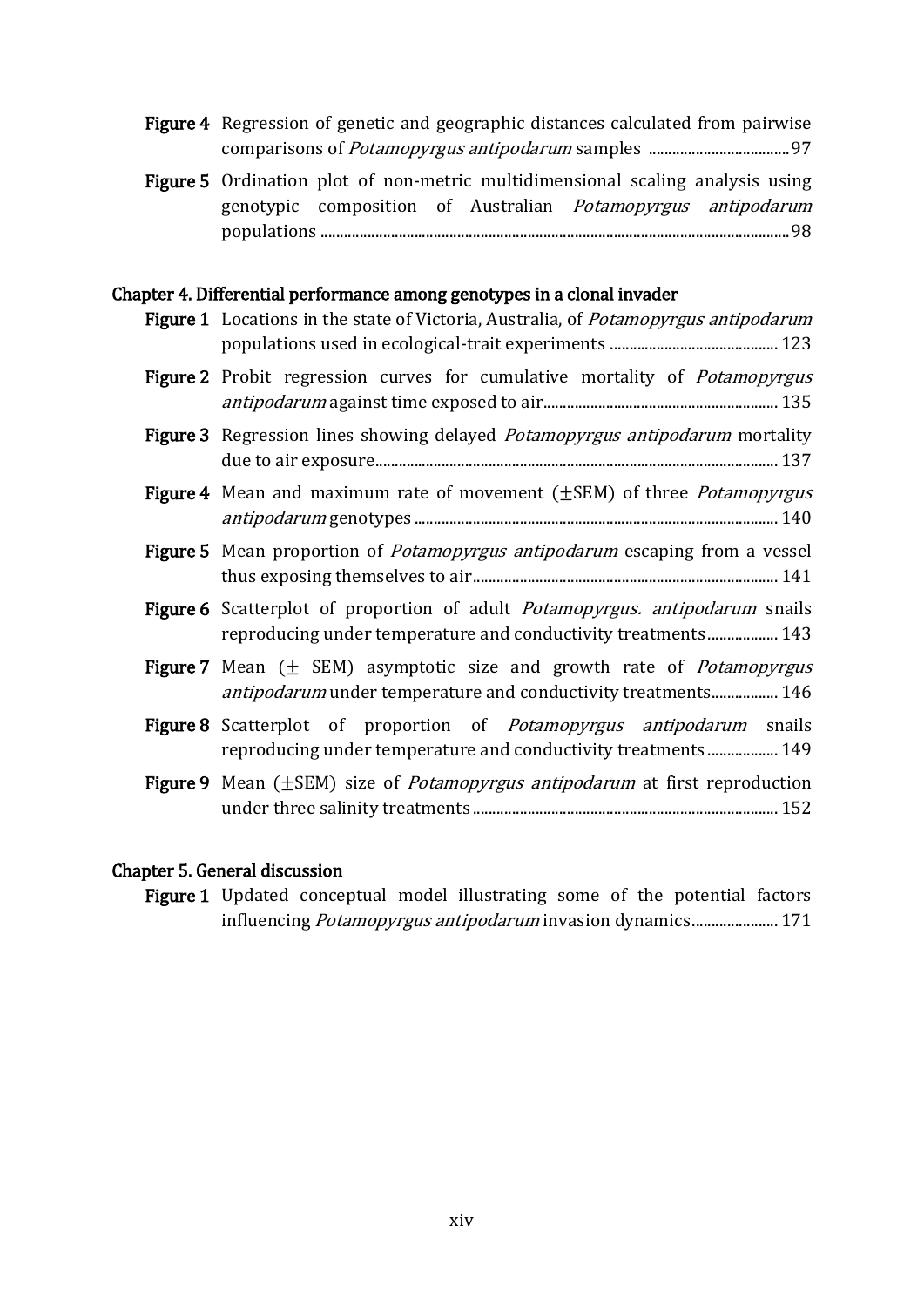**Figure 4** Regression of genetic and geographic distances calculated from pairwise comparisons of *Potamopyrgus antipodarum* samples ....................................97

**Figure 5** Ordination plot of non-metric multidimensional scaling analysis using genotypic composition of Australian *Potamopyrgus antipodarum* populations ........................................................................................................................98

## Chapter 4. Differential performance among genotypes in a clonal invader

**Figure 1** Locations in the state of Victoria, Australia, of *Potamopyrgus antipodarum* populations used in ecological-trait experiments ........................................... 123

**Figure 2** Probit regression curves for cumulative mortality of *Potamopyrgus antipodarum* against time exposed to air........................................................... 135

**Figure 3** Regression lines showing delayed *Potamopyrgus antipodarum* mortality due to air exposure...................................................................................................... 137

**Figure 4** Mean and maximum rate of movement (±SEM) of three *Potamopyrgus antipodarum* genotypes ............................................................................................. 140

**Figure 5** Mean proportion of *Potamopyrgus antipodarum* escaping from a vessel thus exposing themselves to air............................................................................. 141

**Figure 6** Scatterplot of proportion of adult *Potamopyrgus. antipodarum* snails reproducing under temperature and conductivity treatments.................. 143

**Figure 7** Mean (± SEM) asymptotic size and growth rate of *Potamopyrgus antipodarum* under temperature and conductivity treatments................. 146

**Figure 8** Scatterplot of proportion of *Potamopyrgus antipodarum* snails reproducing under temperature and conductivity treatments.................. 149

**Figure 9** Mean (±SEM) size of *Potamopyrgus antipodarum* at first reproduction under three salinity treatments .............................................................................. 152

## Chapter 5. General discussion

**Figure 1** Updated conceptual model illustrating some of the potential factors influencing *Potamopyrgus antipodarum* invasion dynamics...................... 171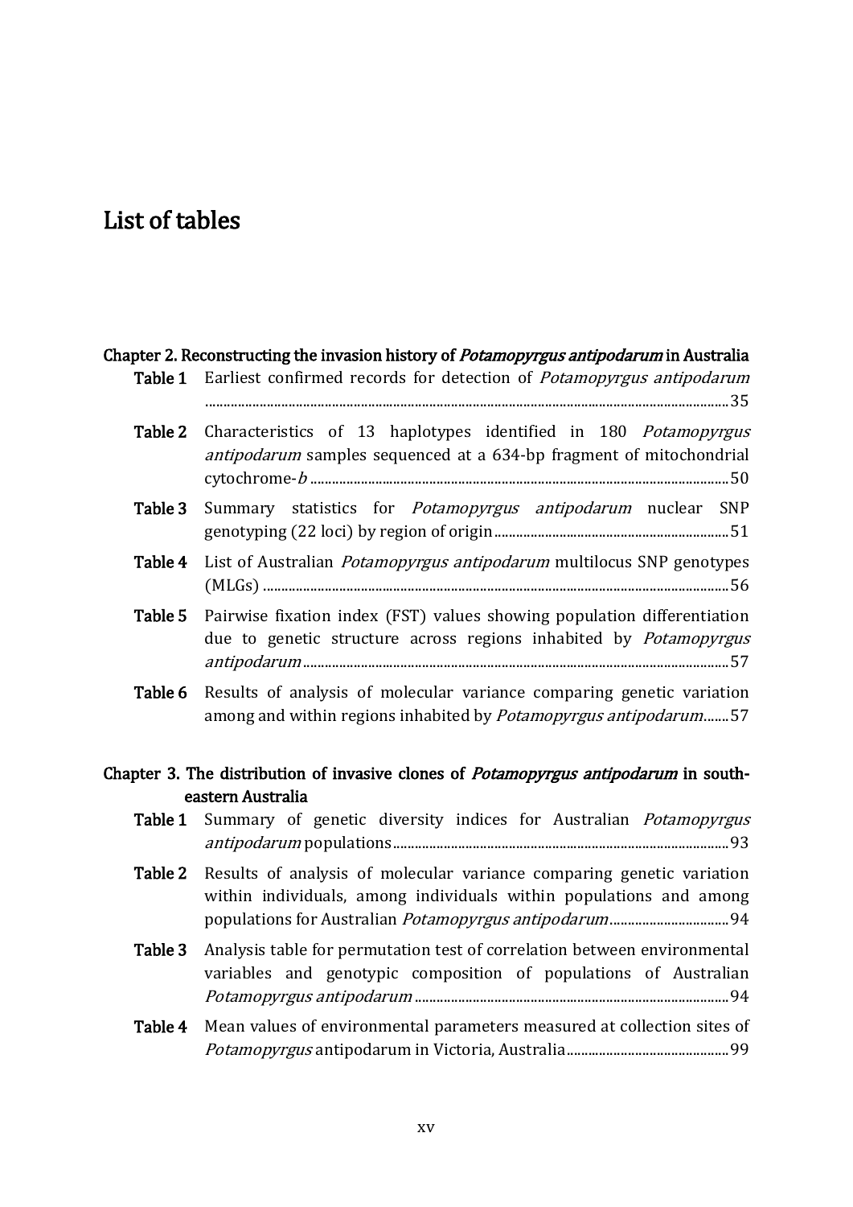# List of tables

**Chapter 2. Reconstructing the invasion history of *Potamopyrgus antipodarum* in Australia**

- **Table 1** Earliest confirmed records for detection of *Potamopyrgus antipodarum* ........ 35
- **Table 2** Characteristics of 13 haplotypes identified in 180 *Potamopyrgus antipodarum* samples sequenced at a 634-bp fragment of mitochondrial cytochrome-*b* ........ 50
- **Table 3** Summary statistics for *Potamopyrgus antipodarum* nuclear SNP genotyping (22 loci) by region of origin ........ 51
- **Table 4** List of Australian *Potamopyrgus antipodarum* multilocus SNP genotypes (MLGs) ........ 56
- **Table 5** Pairwise fixation index (FST) values showing population differentiation due to genetic structure across regions inhabited by *Potamopyrgus antipodarum* ........ 57
- **Table 6** Results of analysis of molecular variance comparing genetic variation among and within regions inhabited by *Potamopyrgus antipodarum* ........ 57

**Chapter 3. The distribution of invasive clones of *Potamopyrgus antipodarum* in south-eastern Australia**

- **Table 1** Summary of genetic diversity indices for Australian *Potamopyrgus antipodarum* populations ........ 93
- **Table 2** Results of analysis of molecular variance comparing genetic variation within individuals, among individuals within populations and among populations for Australian *Potamopyrgus antipodarum* ........ 94
- **Table 3** Analysis table for permutation test of correlation between environmental variables and genotypic composition of populations of Australian *Potamopyrgus antipodarum* ........ 94
- **Table 4** Mean values of environmental parameters measured at collection sites of *Potamopyrgus* antipodarum in Victoria, Australia ........ 99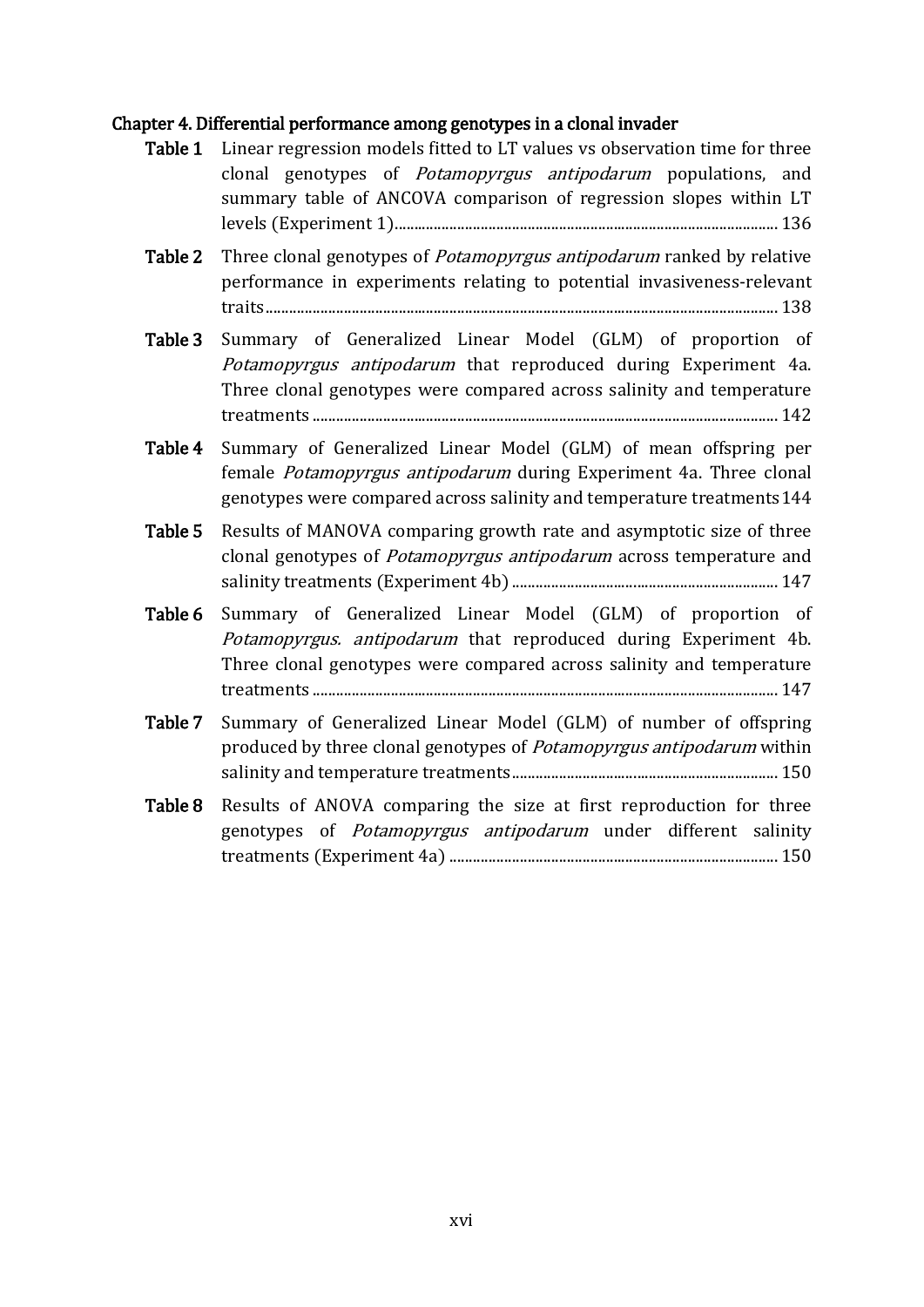### Chapter 4. Differential performance among genotypes in a clonal invader

**Table 1** Linear regression models fitted to LT values vs observation time for three clonal genotypes of *Potamopyrgus antipodarum* populations, and summary table of ANCOVA comparison of regression slopes within LT levels (Experiment 1)................................................................................................ 136

**Table 2** Three clonal genotypes of *Potamopyrgus antipodarum* ranked by relative performance in experiments relating to potential invasiveness-relevant traits................................................................................................................................ 138

**Table 3** Summary of Generalized Linear Model (GLM) of proportion of *Potamopyrgus antipodarum* that reproduced during Experiment 4a. Three clonal genotypes were compared across salinity and temperature treatments ..................................................................................................................... 142

**Table 4** Summary of Generalized Linear Model (GLM) of mean offspring per female *Potamopyrgus antipodarum* during Experiment 4a. Three clonal genotypes were compared across salinity and temperature treatments 144

**Table 5** Results of MANOVA comparing growth rate and asymptotic size of three clonal genotypes of *Potamopyrgus antipodarum* across temperature and salinity treatments (Experiment 4b) .................................................................... 147

**Table 6** Summary of Generalized Linear Model (GLM) of proportion of *Potamopyrgus. antipodarum* that reproduced during Experiment 4b. Three clonal genotypes were compared across salinity and temperature treatments ...................................................................................................................... 147

**Table 7** Summary of Generalized Linear Model (GLM) of number of offspring produced by three clonal genotypes of *Potamopyrgus antipodarum* within salinity and temperature treatments.................................................................... 150

**Table 8** Results of ANOVA comparing the size at first reproduction for three genotypes of *Potamopyrgus antipodarum* under different salinity treatments (Experiment 4a) .................................................................................... 150